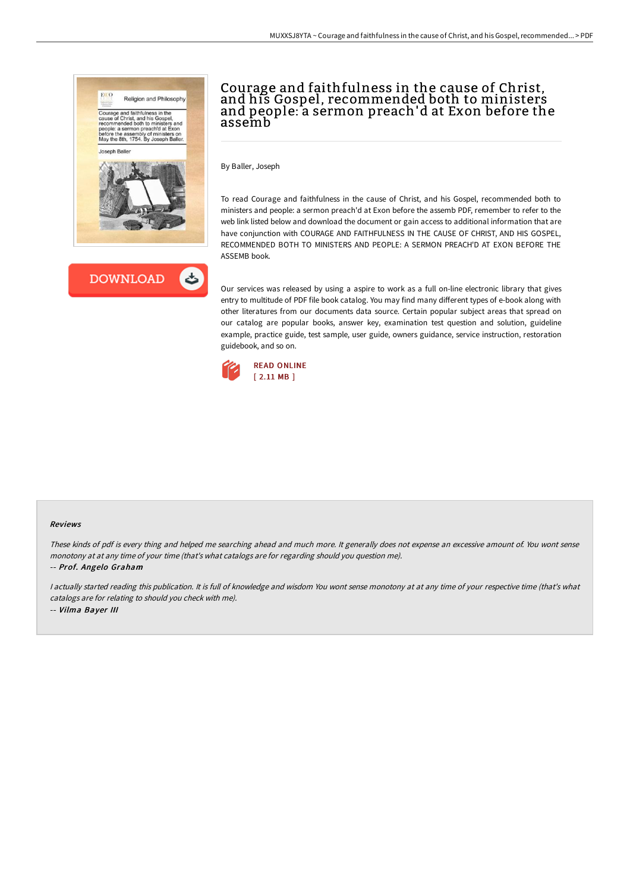# Courage and faithfulness in the cause of Christ, and his Gospel, recommended both to ministers and people: a sermon preach'd at Exon before the assemb

By Baller, Joseph

To read Courage and faithfulness in the cause of Christ, and his Gospel, recommended both to ministers and people: a sermon preach'd at Exon before the assemb PDF, remember to refer to the web link listed below and download the document or gain access to additional information that are have conjunction with COURAGE AND FAITHFULNESS IN THE CAUSE OF CHRIST, AND HIS GOSPEL, RECOMMENDED BOTH TO MINISTERS AND PEOPLE: A SERMON PREACH'D AT EXON BEFORE THE ASSEMB book.

Our services was released by using a aspire to work as a full on-line electronic library that gives entry to multitude of PDF file book catalog. You may find many different types of e-book along with other literatures from our documents data source. Certain popular subject areas that spread on our catalog are popular books, answer key, examination test question and solution, guideline example, practice guide, test sample, user guide, owners guidance, service instruction, restoration guidebook, and so on.

READ ONLINE
[ 2.11 MB ]

### Reviews

*These kinds of pdf is every thing and helped me searching ahead and much more. It generally does not expense an excessive amount of. You wont sense monotony at at any time of your time (that's what catalogs are for regarding should you question me).*

-- ***Prof. Angelo Graham***

*I actually started reading this publication. It is full of knowledge and wisdom You wont sense monotony at at any time of your respective time (that's what catalogs are for relating to should you check with me).*

-- ***Vilma Bayer III***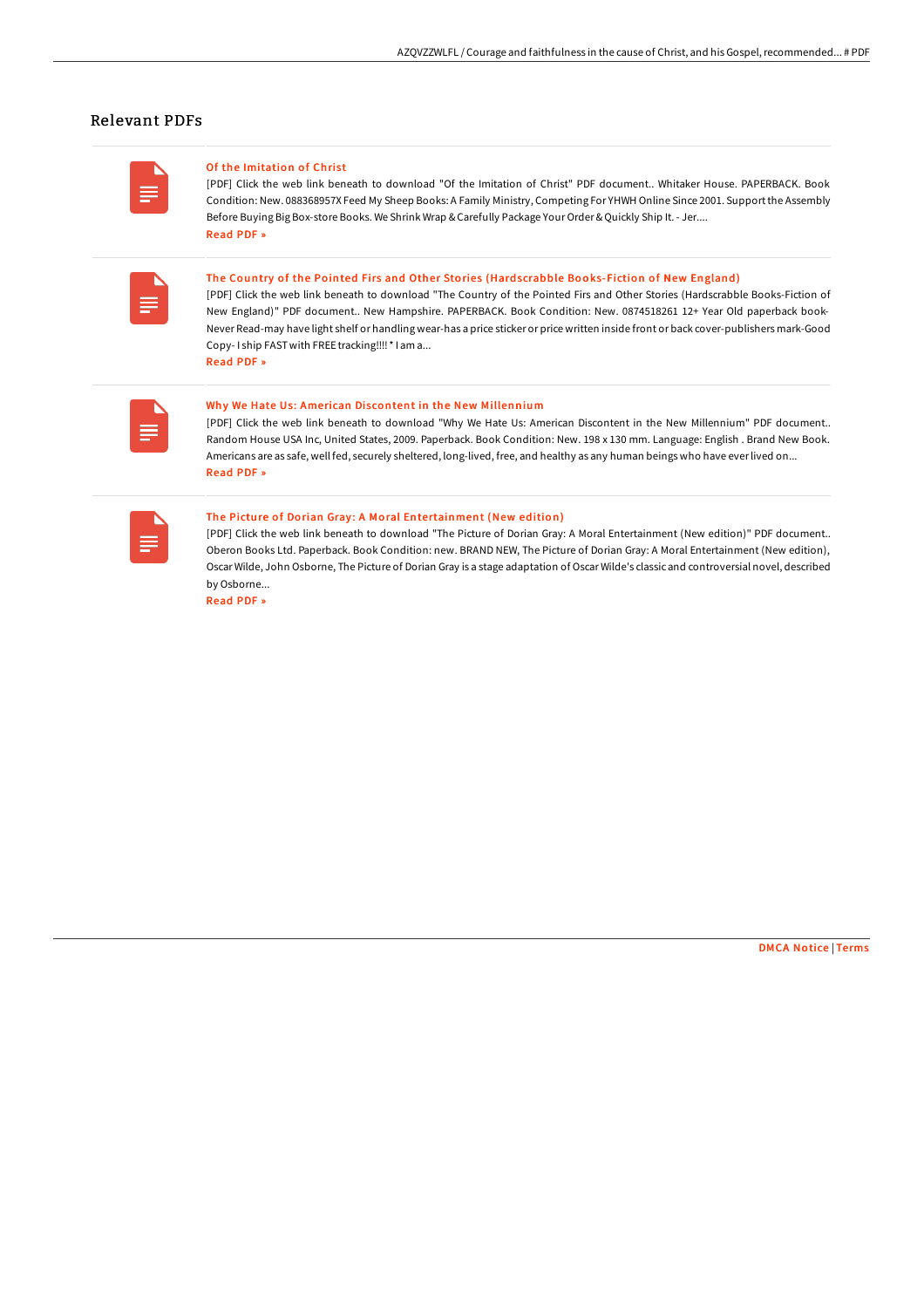## Relevant PDFs

### Of the Imitation of Christ

[PDF] Click the web link beneath to download "Of the Imitation of Christ" PDF document.. Whitaker House. PAPERBACK. Book Condition: New. 088368957X Feed My Sheep Books: A Family Ministry, Competing For YHWH Online Since 2001. Support the Assembly Before Buying Big Box-store Books. We Shrink Wrap & Carefully Package Your Order & Quickly Ship It. - Jer....

Read PDF »

### The Country of the Pointed Firs and Other Stories (Hardscrabble Books-Fiction of New England)

[PDF] Click the web link beneath to download "The Country of the Pointed Firs and Other Stories (Hardscrabble Books-Fiction of New England)" PDF document.. New Hampshire. PAPERBACK. Book Condition: New. 0874518261 12+ Year Old paperback book-Never Read-may have light shelf or handling wear-has a price sticker or price written inside front or back cover-publishers mark-Good Copy- I ship FAST with FREE tracking!!!! * I am a...

Read PDF »

### Why We Hate Us: American Discontent in the New Millennium

[PDF] Click the web link beneath to download "Why We Hate Us: American Discontent in the New Millennium" PDF document.. Random House USA Inc, United States, 2009. Paperback. Book Condition: New. 198 x 130 mm. Language: English . Brand New Book. Americans are as safe, well fed, securely sheltered, long-lived, free, and healthy as any human beings who have ever lived on...

Read PDF »

### The Picture of Dorian Gray: A Moral Entertainment (New edition)

[PDF] Click the web link beneath to download "The Picture of Dorian Gray: A Moral Entertainment (New edition)" PDF document.. Oberon Books Ltd. Paperback. Book Condition: new. BRAND NEW, The Picture of Dorian Gray: A Moral Entertainment (New edition), Oscar Wilde, John Osborne, The Picture of Dorian Gray is a stage adaptation of Oscar Wilde's classic and controversial novel, described by Osborne...

Read PDF »

DMCA Notice | Terms